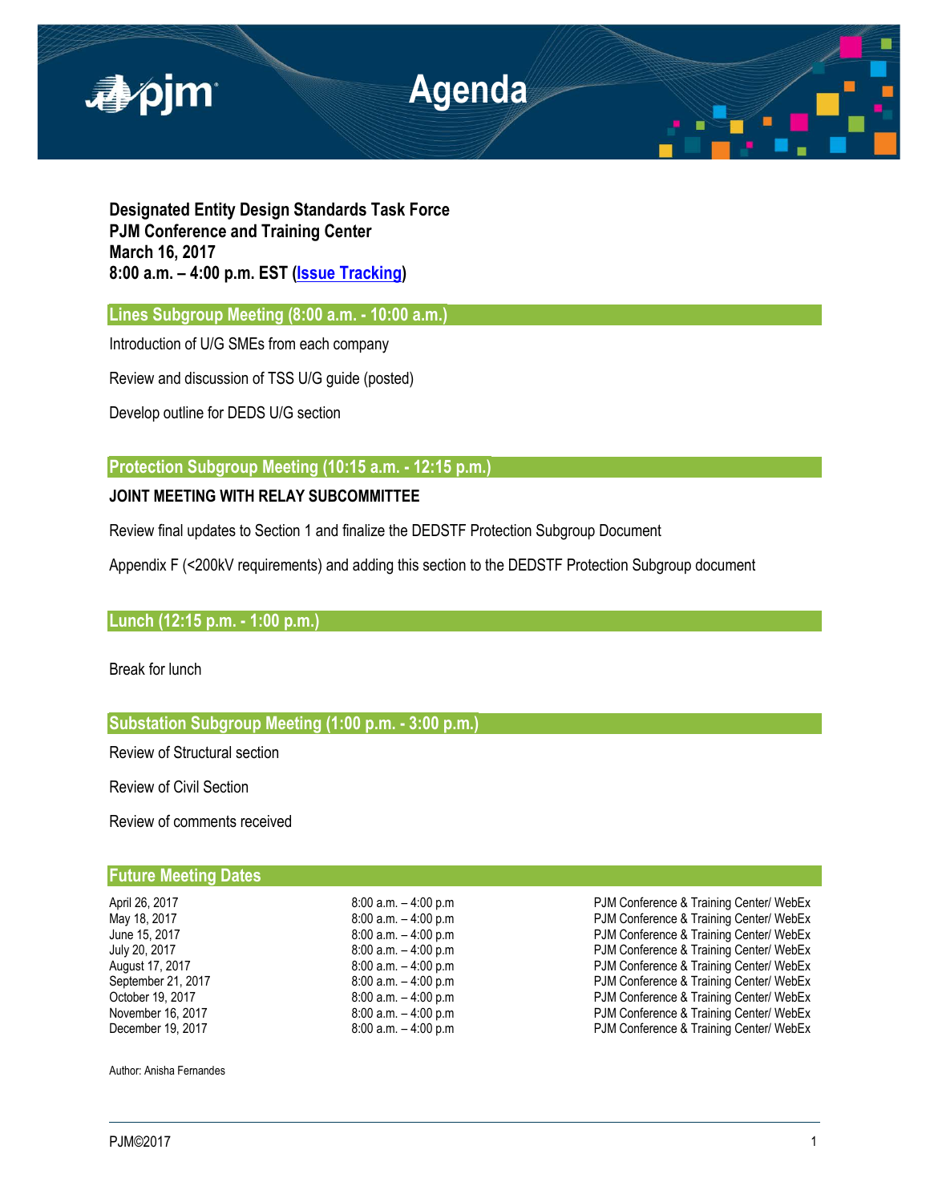# Agenda

**Designated Entity Design Standards Task Force**
**PJM Conference and Training Center**
**March 16, 2017**
**8:00 a.m. – 4:00 p.m. EST (Issue Tracking)**

## Lines Subgroup Meeting (8:00 a.m. - 10:00 a.m.)

Introduction of U/G SMEs from each company

Review and discussion of TSS U/G guide (posted)

Develop outline for DEDS U/G section

## Protection Subgroup Meeting (10:15 a.m. - 12:15 p.m.)

**JOINT MEETING WITH RELAY SUBCOMMITTEE**

Review final updates to Section 1 and finalize the DEDSTF Protection Subgroup Document

Appendix F (<200kV requirements) and adding this section to the DEDSTF Protection Subgroup document

## Lunch (12:15 p.m. - 1:00 p.m.)

Break for lunch

## Substation Subgroup Meeting (1:00 p.m. - 3:00 p.m.)

Review of Structural section

Review of Civil Section

Review of comments received

## Future Meeting Dates

| | | |
|---|---|---|
| April 26, 2017 | 8:00 a.m. – 4:00 p.m | PJM Conference & Training Center/ WebEx |
| May 18, 2017 | 8:00 a.m. – 4:00 p.m | PJM Conference & Training Center/ WebEx |
| June 15, 2017 | 8:00 a.m. – 4:00 p.m | PJM Conference & Training Center/ WebEx |
| July 20, 2017 | 8:00 a.m. – 4:00 p.m | PJM Conference & Training Center/ WebEx |
| August 17, 2017 | 8:00 a.m. – 4:00 p.m | PJM Conference & Training Center/ WebEx |
| September 21, 2017 | 8:00 a.m. – 4:00 p.m | PJM Conference & Training Center/ WebEx |
| October 19, 2017 | 8:00 a.m. – 4:00 p.m | PJM Conference & Training Center/ WebEx |
| November 16, 2017 | 8:00 a.m. – 4:00 p.m | PJM Conference & Training Center/ WebEx |
| December 19, 2017 | 8:00 a.m. – 4:00 p.m | PJM Conference & Training Center/ WebEx |

Author: Anisha Fernandes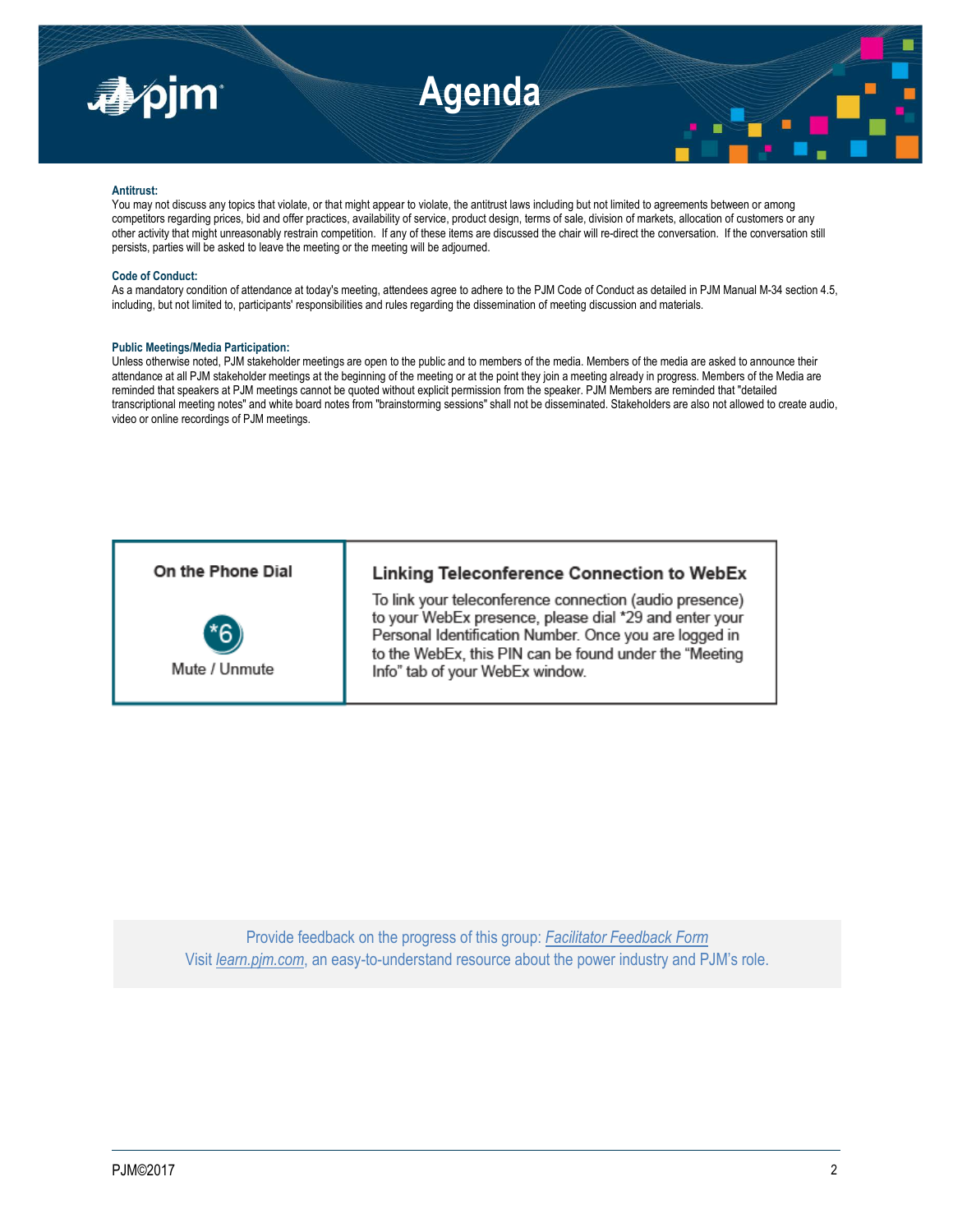# Agenda

**Antitrust:**
You may not discuss any topics that violate, or that might appear to violate, the antitrust laws including but not limited to agreements between or among competitors regarding prices, bid and offer practices, availability of service, product design, terms of sale, division of markets, allocation of customers or any other activity that might unreasonably restrain competition. If any of these items are discussed the chair will re-direct the conversation. If the conversation still persists, parties will be asked to leave the meeting or the meeting will be adjourned.

**Code of Conduct:**
As a mandatory condition of attendance at today's meeting, attendees agree to adhere to the PJM Code of Conduct as detailed in PJM Manual M-34 section 4.5, including, but not limited to, participants' responsibilities and rules regarding the dissemination of meeting discussion and materials.

**Public Meetings/Media Participation:**
Unless otherwise noted, PJM stakeholder meetings are open to the public and to members of the media. Members of the media are asked to announce their attendance at all PJM stakeholder meetings at the beginning of the meeting or at the point they join a meeting already in progress. Members of the Media are reminded that speakers at PJM meetings cannot be quoted without explicit permission from the speaker. PJM Members are reminded that "detailed transcriptional meeting notes" and white board notes from "brainstorming sessions" shall not be disseminated. Stakeholders are also not allowed to create audio, video or online recordings of PJM meetings.

| On the Phone Dial | Linking Teleconference Connection to WebEx |
| --- | --- |
| *6 Mute / Unmute | To link your teleconference connection (audio presence) to your WebEx presence, please dial *29 and enter your Personal Identification Number. Once you are logged in to the WebEx, this PIN can be found under the "Meeting Info" tab of your WebEx window. |

Provide feedback on the progress of this group: *Facilitator Feedback Form*
Visit *learn.pjm.com*, an easy-to-understand resource about the power industry and PJM's role.

PJM©2017